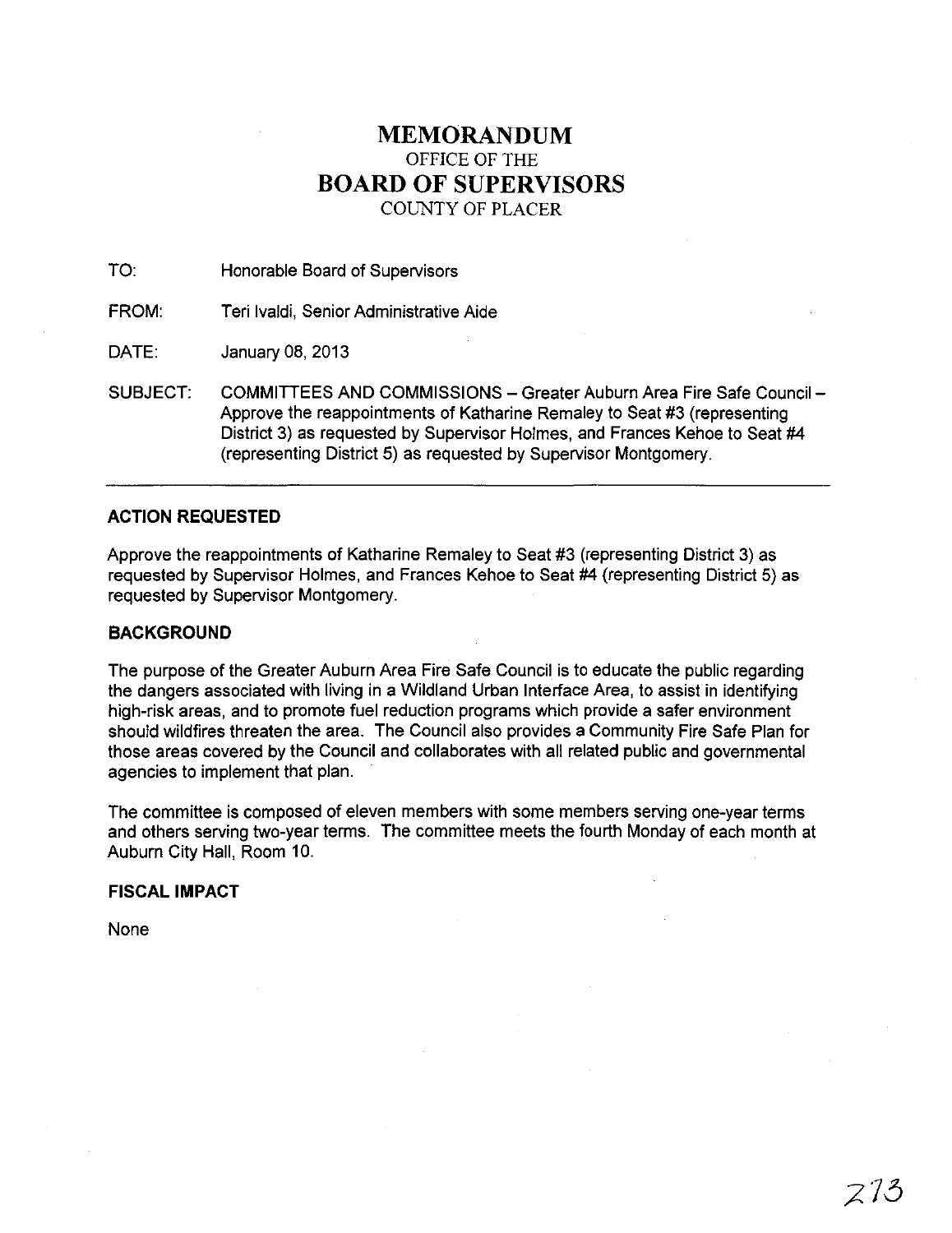# MEMORANDUM
OFFICE OF THE
# BOARD OF SUPERVISORS
COUNTY OF PLACER

TO: Honorable Board of Supervisors

FROM: Teri Ivaldi, Senior Administrative Aide

DATE: January 08, 2013

SUBJECT: COMMITTEES AND COMMISSIONS – Greater Auburn Area Fire Safe Council – Approve the reappointments of Katharine Remaley to Seat #3 (representing District 3) as requested by Supervisor Holmes, and Frances Kehoe to Seat #4 (representing District 5) as requested by Supervisor Montgomery.

---

## ACTION REQUESTED

Approve the reappointments of Katharine Remaley to Seat #3 (representing District 3) as requested by Supervisor Holmes, and Frances Kehoe to Seat #4 (representing District 5) as requested by Supervisor Montgomery.

## BACKGROUND

The purpose of the Greater Auburn Area Fire Safe Council is to educate the public regarding the dangers associated with living in a Wildland Urban Interface Area, to assist in identifying high-risk areas, and to promote fuel reduction programs which provide a safer environment should wildfires threaten the area. The Council also provides a Community Fire Safe Plan for those areas covered by the Council and collaborates with all related public and governmental agencies to implement that plan.

The committee is composed of eleven members with some members serving one-year terms and others serving two-year terms. The committee meets the fourth Monday of each month at Auburn City Hall, Room 10.

## FISCAL IMPACT

None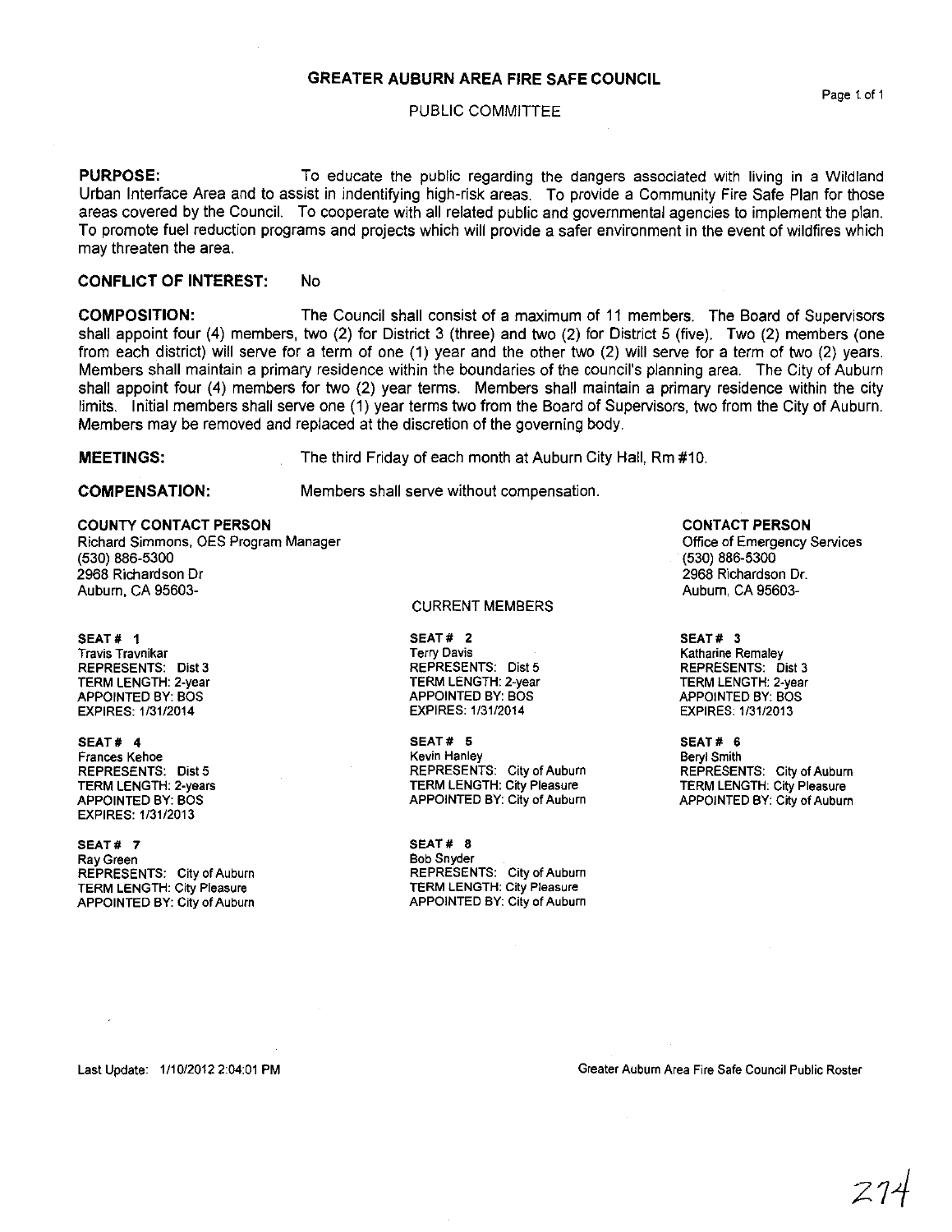# GREATER AUBURN AREA FIRE SAFE COUNCIL

PUBLIC COMMITTEE

**PURPOSE:** To educate the public regarding the dangers associated with living in a Wildland Urban Interface Area and to assist in indentifying high-risk areas. To provide a Community Fire Safe Plan for those areas covered by the Council. To cooperate with all related public and governmental agencies to implement the plan. To promote fuel reduction programs and projects which will provide a safer environment in the event of wildfires which may threaten the area.

**CONFLICT OF INTEREST:** No

**COMPOSITION:** The Council shall consist of a maximum of 11 members. The Board of Supervisors shall appoint four (4) members, two (2) for District 3 (three) and two (2) for District 5 (five). Two (2) members (one from each district) will serve for a term of one (1) year and the other two (2) will serve for a term of two (2) years. Members shall maintain a primary residence within the boundaries of the council's planning area. The City of Auburn shall appoint four (4) members for two (2) year terms. Members shall maintain a primary residence within the city limits. Initial members shall serve one (1) year terms two from the Board of Supervisors, two from the City of Auburn. Members may be removed and replaced at the discretion of the governing body.

**MEETINGS:** The third Friday of each month at Auburn City Hall, Rm #10.

**COMPENSATION:** Members shall serve without compensation.

**COUNTY CONTACT PERSON**
Richard Simmons, OES Program Manager
(530) 886-5300
2968 Richardson Dr
Auburn, CA 95603-

**CONTACT PERSON**
Office of Emergency Services
(530) 886-5300
2968 Richardson Dr.
Auburn, CA 95603-

## CURRENT MEMBERS

**SEAT # 1**
Travis Travnikar
REPRESENTS: Dist 3
TERM LENGTH: 2-year
APPOINTED BY: BOS
EXPIRES: 1/31/2014

**SEAT # 2**
Terry Davis
REPRESENTS: Dist 5
TERM LENGTH: 2-year
APPOINTED BY: BOS
EXPIRES: 1/31/2014

**SEAT # 3**
Katharine Remaley
REPRESENTS: Dist 3
TERM LENGTH: 2-year
APPOINTED BY: BOS
EXPIRES: 1/31/2013

**SEAT # 4**
Frances Kehoe
REPRESENTS: Dist 5
TERM LENGTH: 2-years
APPOINTED BY: BOS
EXPIRES: 1/31/2013

**SEAT # 5**
Kevin Hanley
REPRESENTS: City of Auburn
TERM LENGTH: City Pleasure
APPOINTED BY: City of Auburn

**SEAT # 6**
Beryl Smith
REPRESENTS: City of Auburn
TERM LENGTH: City Pleasure
APPOINTED BY: City of Auburn

**SEAT # 7**
Ray Green
REPRESENTS: City of Auburn
TERM LENGTH: City Pleasure
APPOINTED BY: City of Auburn

**SEAT # 8**
Bob Snyder
REPRESENTS: City of Auburn
TERM LENGTH: City Pleasure
APPOINTED BY: City of Auburn

Last Update: 1/10/2012 2:04:01 PM

Greater Auburn Area Fire Safe Council Public Roster